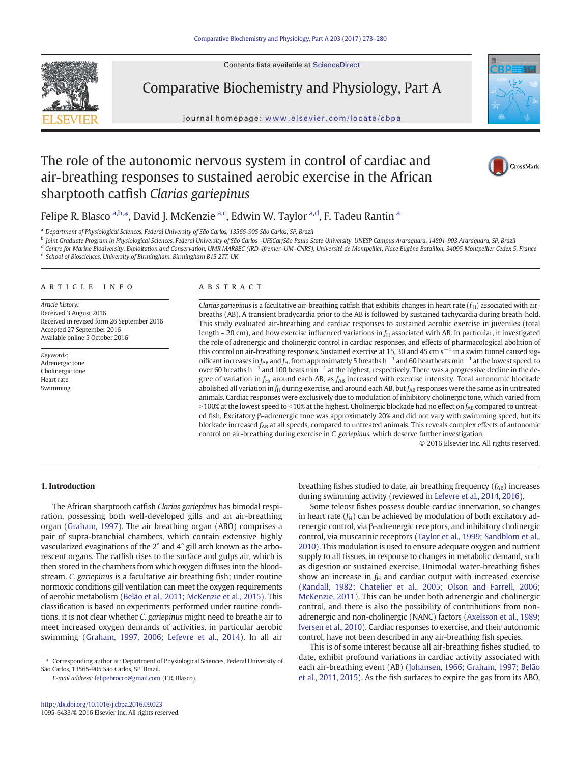# The role of the autonomic nervous system in control of cardiac and air-breathing responses to sustained aerobic exercise in the African sharptooth catfish *Clarias gariepinus*

Felipe R. Blasco [a,b,*], David J. McKenzie [a,c], Edwin W. Taylor [a,d], F. Tadeu Rantin [a]

[a] Department of Physiological Sciences, Federal University of São Carlos, 13565-905 São Carlos, SP, Brazil
[b] Joint Graduate Program in Physiological Sciences, Federal University of São Carlos –UFSCar/São Paulo State University, UNESP Campus Araraquara, 14801-903 Araraquara, SP, Brazil
[c] Centre for Marine Biodiversity, Exploitation and Conservation, UMR MARBEC (IRD–Ifremer–UM–CNRS), Université de Montpellier, Place Eugène Bataillon, 34095 Montpellier Cedex 5, France
[d] School of Biosciences, University of Birmingham, Birmingham B15 2TT, UK

## ARTICLE INFO

*Article history:*
Received 3 August 2016
Received in revised form 26 September 2016
Accepted 27 September 2016
Available online 5 October 2016

*Keywords:*
Adrenergic tone
Cholinergic tone
Heart rate
Swimming

## ABSTRACT

*Clarias gariepinus* is a facultative air-breathing catfish that exhibits changes in heart rate ($f_H$) associated with air-breaths (AB). A transient bradycardia prior to the AB is followed by sustained tachycardia during breath-hold. This study evaluated air-breathing and cardiac responses to sustained aerobic exercise in juveniles (total length ~ 20 cm), and how exercise influenced variations in $f_H$ associated with AB. In particular, it investigated the role of adrenergic and cholinergic control in cardiac responses, and effects of pharmacological abolition of this control on air-breathing responses. Sustained exercise at 15, 30 and 45 cm s$^{-1}$ in a swim tunnel caused significant increases in $f_{AB}$ and $f_H$, from approximately 5 breaths h$^{-1}$ and 60 heartbeats min$^{-1}$ at the lowest speed, to over 60 breaths h$^{-1}$ and 100 beats min$^{-1}$ at the highest, respectively. There was a progressive decline in the degree of variation in $f_H$, around each AB, as $f_{AB}$ increased with exercise intensity. Total autonomic blockade abolished all variation in $f_H$ during exercise, and around each AB, but $f_{AB}$ responses were the same as in untreated animals. Cardiac responses were exclusively due to modulation of inhibitory cholinergic tone, which varied from >100% at the lowest speed to <10% at the highest. Cholinergic blockade had no effect on $f_{AB}$ compared to untreated fish. Excitatory β-adrenergic tone was approximately 20% and did not vary with swimming speed, but its blockade increased $f_{AB}$ at all speeds, compared to untreated animals. This reveals complex effects of autonomic control on air-breathing during exercise in *C. gariepinus*, which deserve further investigation.

© 2016 Elsevier Inc. All rights reserved.

## 1. Introduction

The African sharptooth catfish *Clarias gariepinus* has bimodal respiration, possessing both well-developed gills and an air-breathing organ (Graham, 1997). The air breathing organ (ABO) comprises a pair of supra-branchial chambers, which contain extensive highly vascularized evaginations of the 2° and 4° gill arch known as the arborescent organs. The catfish rises to the surface and gulps air, which is then stored in the chambers from which oxygen diffuses into the bloodstream. *C. gariepinus* is a facultative air breathing fish; under routine normoxic conditions gill ventilation can meet the oxygen requirements of aerobic metabolism (Belão et al., 2011; McKenzie et al., 2015). This classification is based on experiments performed under routine conditions, it is not clear whether *C. gariepinus* might need to breathe air to meet increased oxygen demands of activities, in particular aerobic swimming (Graham, 1997, 2006; Lefevre et al., 2014). In all air breathing fishes studied to date, air breathing frequency ($f_{AB}$) increases during swimming activity (reviewed in Lefevre et al., 2014, 2016).

Some teleost fishes possess double cardiac innervation, so changes in heart rate ($f_H$) can be achieved by modulation of both excitatory adrenergic control, via β-adrenergic receptors, and inhibitory cholinergic control, via muscarinic receptors (Taylor et al., 1999; Sandblom et al., 2010). This modulation is used to ensure adequate oxygen and nutrient supply to all tissues, in response to changes in metabolic demand, such as digestion or sustained exercise. Unimodal water-breathing fishes show an increase in $f_H$ and cardiac output with increased exercise (Randall, 1982; Chatelier et al., 2005; Olson and Farrell, 2006; McKenzie, 2011). This can be under both adrenergic and cholinergic control, and there is also the possibility of contributions from non-adrenergic and non-cholinergic (NANC) factors (Axelsson et al., 1989; Iversen et al., 2010). Cardiac responses to exercise, and their autonomic control, have not been described in any air-breathing fish species.

This is of some interest because all air-breathing fishes studied, to date, exhibit profound variations in cardiac activity associated with each air-breathing event (AB) (Johansen, 1966; Graham, 1997; Belão et al., 2011, 2015). As the fish surfaces to expire the gas from its ABO,

* Corresponding author at: Department of Physiological Sciences, Federal University of São Carlos, 13565-905 São Carlos, SP, Brazil.
*E-mail address:* felipebrocco@gmail.com (F.R. Blasco).

http://dx.doi.org/10.1016/j.cbpa.2016.09.023
1095-6433/© 2016 Elsevier Inc. All rights reserved.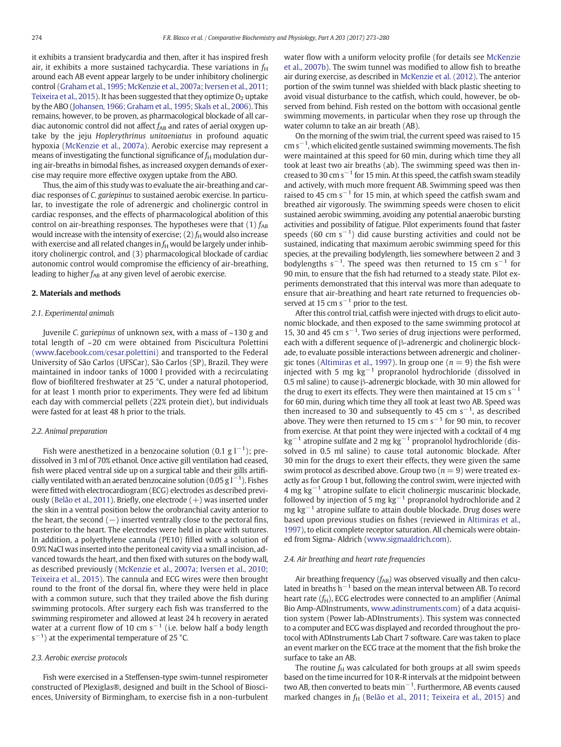it exhibits a transient bradycardia and then, after it has inspired fresh air, it exhibits a more sustained tachycardia. These variations in $f_H$ around each AB event appear largely to be under inhibitory cholinergic control (Graham et al., 1995; McKenzie et al., 2007a; Iversen et al., 2011; Teixeira et al., 2015). It has been suggested that they optimize $O_2$ uptake by the ABO (Johansen, 1966; Graham et al., 1995; Skals et al., 2006). This remains, however, to be proven, as pharmacological blockade of all cardiac autonomic control did not affect $f_{AB}$ and rates of aerial oxygen uptake by the jeju *Hoplerythrinus unitaeniatus* in profound aquatic hypoxia (McKenzie et al., 2007a). Aerobic exercise may represent a means of investigating the functional significance of $f_H$ modulation during air-breaths in bimodal fishes, as increased oxygen demands of exercise may require more effective oxygen uptake from the ABO.

Thus, the aim of this study was to evaluate the air-breathing and cardiac responses of *C. gariepinus* to sustained aerobic exercise. In particular, to investigate the role of adrenergic and cholinergic control in cardiac responses, and the effects of pharmacological abolition of this control on air-breathing responses. The hypotheses were that (1) $f_{AB}$ would increase with the intensity of exercise; (2) $f_H$ would also increase with exercise and all related changes in $f_H$ would be largely under inhibitory cholinergic control, and (3) pharmacological blockade of cardiac autonomic control would compromise the efficiency of air-breathing, leading to higher $f_{AB}$ at any given level of aerobic exercise.

## 2. Materials and methods

### 2.1. Experimental animals

Juvenile *C. gariepinus* of unknown sex, with a mass of ~130 g and total length of ~20 cm were obtained from Piscicultura Polettini (www.facebook.com/cesar.polettini) and transported to the Federal University of São Carlos (UFSCar), São Carlos (SP), Brazil. They were maintained in indoor tanks of 1000 l provided with a recirculating flow of biofiltered freshwater at 25 °C, under a natural photoperiod, for at least 1 month prior to experiments. They were fed ad libitum each day with commercial pellets (22% protein diet), but individuals were fasted for at least 48 h prior to the trials.

### 2.2. Animal preparation

Fish were anesthetized in a benzocaine solution (0.1 g $l^{-1}$); predissolved in 3 ml of 70% ethanol. Once active gill ventilation had ceased, fish were placed ventral side up on a surgical table and their gills artificially ventilated with an aerated benzocaine solution (0.05 g $l^{-1}$). Fishes were fitted with electrocardiogram (ECG) electrodes as described previously (Belão et al., 2011). Briefly, one electrode (+) was inserted under the skin in a ventral position below the orobranchial cavity anterior to the heart, the second (−) inserted ventrally close to the pectoral fins, posterior to the heart. The electrodes were held in place with sutures. In addition, a polyethylene cannula (PE10) filled with a solution of 0.9% NaCl was inserted into the peritoneal cavity via a small incision, advanced towards the heart, and then fixed with sutures on the body wall, as described previously (McKenzie et al., 2007a; Iversen et al., 2010; Teixeira et al., 2015). The cannula and ECG wires were then brought round to the front of the dorsal fin, where they were held in place with a common suture, such that they trailed above the fish during swimming protocols. After surgery each fish was transferred to the swimming respirometer and allowed at least 24 h recovery in aerated water at a current flow of 10 cm $s^{-1}$ (i.e. below half a body length $s^{-1}$) at the experimental temperature of 25 °C.

### 2.3. Aerobic exercise protocols

Fish were exercised in a Steffensen-type swim-tunnel respirometer constructed of Plexiglas®, designed and built in the School of Biosciences, University of Birmingham, to exercise fish in a non-turbulent water flow with a uniform velocity profile (for details see McKenzie et al., 2007b). The swim tunnel was modified to allow fish to breathe air during exercise, as described in McKenzie et al. (2012). The anterior portion of the swim tunnel was shielded with black plastic sheeting to avoid visual disturbance to the catfish, which could, however, be observed from behind. Fish rested on the bottom with occasional gentle swimming movements, in particular when they rose up through the water column to take an air breath (AB).

On the morning of the swim trial, the current speed was raised to 15 cm $s^{-1}$, which elicited gentle sustained swimming movements. The fish were maintained at this speed for 60 min, during which time they all took at least two air breaths (ab). The swimming speed was then increased to 30 cm $s^{-1}$ for 15 min. At this speed, the catfish swam steadily and actively, with much more frequent AB. Swimming speed was then raised to 45 cm $s^{-1}$ for 15 min, at which speed the catfish swam and breathed air vigorously. The swimming speeds were chosen to elicit sustained aerobic swimming, avoiding any potential anaerobic bursting activities and possibility of fatigue. Pilot experiments found that faster speeds (60 cm $s^{-1}$) did cause bursting activities and could not be sustained, indicating that maximum aerobic swimming speed for this species, at the prevailing bodylength, lies somewhere between 2 and 3 bodylengths $s^{-1}$. The speed was then returned to 15 cm $s^{-1}$ for 90 min, to ensure that the fish had returned to a steady state. Pilot experiments demonstrated that this interval was more than adequate to ensure that air-breathing and heart rate returned to frequencies observed at 15 cm $s^{-1}$ prior to the test.

After this control trial, catfish were injected with drugs to elicit autonomic blockade, and then exposed to the same swimming protocol at 15, 30 and 45 cm $s^{-1}$. Two series of drug injections were performed, each with a different sequence of β-adrenergic and cholinergic blockade, to evaluate possible interactions between adrenergic and cholinergic tones (Altimiras et al., 1997). In group one ($n = 9$) the fish were injected with 5 mg $kg^{-1}$ propranolol hydrochloride (dissolved in 0.5 ml saline) to cause β-adrenergic blockade, with 30 min allowed for the drug to exert its effects. They were then maintained at 15 cm $s^{-1}$ for 60 min, during which time they all took at least two AB. Speed was then increased to 30 and subsequently to 45 cm $s^{-1}$, as described above. They were then returned to 15 cm $s^{-1}$ for 90 min, to recover from exercise. At that point they were injected with a cocktail of 4 mg $kg^{-1}$ atropine sulfate and 2 mg $kg^{-1}$ propranolol hydrochloride (dissolved in 0.5 ml saline) to cause total autonomic blockade. After 30 min for the drugs to exert their effects, they were given the same swim protocol as described above. Group two ($n = 9$) were treated exactly as for Group 1 but, following the control swim, were injected with 4 mg $kg^{-1}$ atropine sulfate to elicit cholinergic muscarinic blockade, followed by injection of 5 mg $kg^{-1}$ propranolol hydrochloride and 2 mg $kg^{-1}$ atropine sulfate to attain double blockade. Drug doses were based upon previous studies on fishes (reviewed in Altimiras et al., 1997), to elicit complete receptor saturation. All chemicals were obtained from Sigma- Aldrich (www.sigmaaldrich.com).

### 2.4. Air breathing and heart rate frequencies

Air breathing frequency ($f_{AB}$) was observed visually and then calculated in breaths $h^{-1}$ based on the mean interval between AB. To record heart rate ($f_H$), ECG electrodes were connected to an amplifier (Animal Bio Amp-ADInstruments, www.adinstruments.com) of a data acquisition system (Power lab-ADInstruments). This system was connected to a computer and ECG was displayed and recorded throughout the protocol with ADInstruments Lab Chart 7 software. Care was taken to place an event marker on the ECG trace at the moment that the fish broke the surface to take an AB.

The routine $f_H$ was calculated for both groups at all swim speeds based on the time incurred for 10 R-R intervals at the midpoint between two AB, then converted to beats $min^{-1}$. Furthermore, AB events caused marked changes in $f_H$ (Belão et al., 2011; Teixeira et al., 2015) and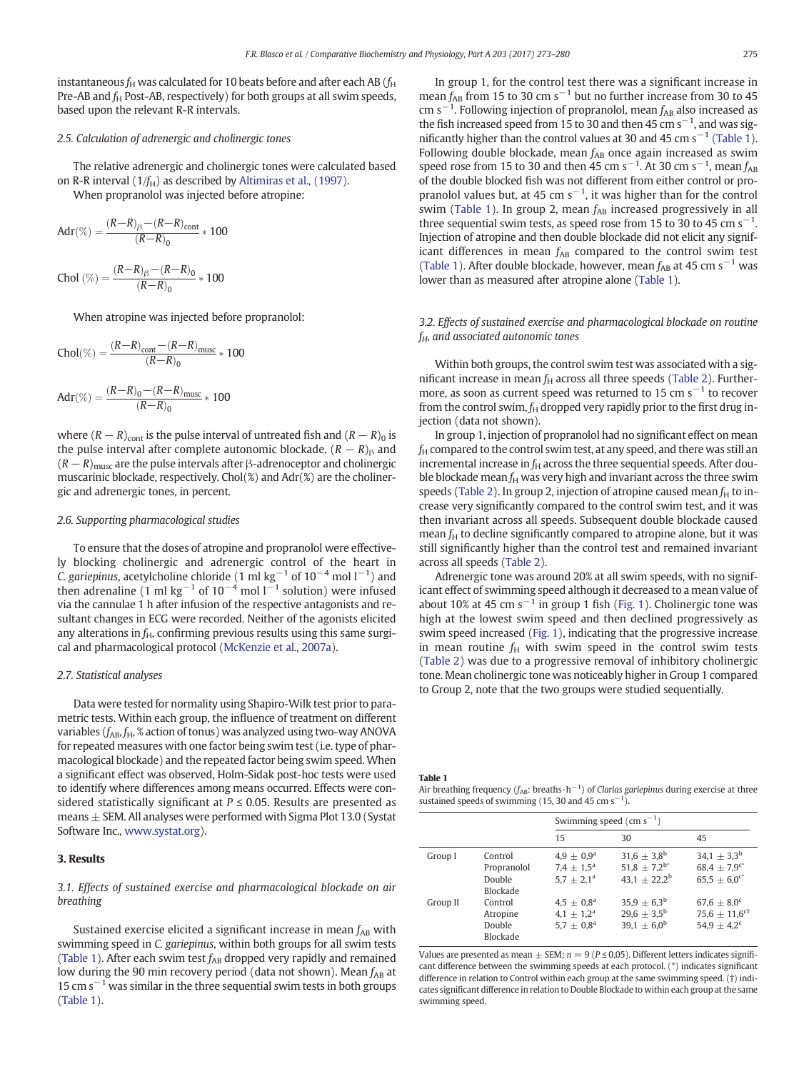instantaneous $f_H$ was calculated for 10 beats before and after each AB ($f_H$ Pre-AB and $f_H$ Post-AB, respectively) for both groups at all swim speeds, based upon the relevant R-R intervals.

### 2.5. Calculation of adrenergic and cholinergic tones

The relative adrenergic and cholinergic tones were calculated based on R-R interval ($1/f_H$) as described by Altimiras et al., (1997).

When propranolol was injected before atropine:

$$\mathrm{Adr}(\%) = \frac{(R{-}R)_\beta - (R{-}R)_{\mathrm{cont}}}{(R{-}R)_0} * 100$$

$$\mathrm{Chol}\ (\%) = \frac{(R{-}R)_\beta - (R{-}R)_0}{(R{-}R)_0} * 100$$

When atropine was injected before propranolol:

$$\mathrm{Chol}(\%) = \frac{(R{-}R)_{\mathrm{cont}} - (R{-}R)_{\mathrm{musc}}}{(R{-}R)_0} * 100$$

$$\mathrm{Adr}(\%) = \frac{(R{-}R)_0 - (R{-}R)_{\mathrm{musc}}}{(R{-}R)_0} * 100$$

where $(R-R)_{\mathrm{cont}}$ is the pulse interval of untreated fish and $(R-R)_0$ is the pulse interval after complete autonomic blockade. $(R-R)_\beta$ and $(R-R)_{\mathrm{musc}}$ are the pulse intervals after β-adrenoceptor and cholinergic muscarinic blockade, respectively. Chol(%) and Adr(%) are the cholinergic and adrenergic tones, in percent.

### 2.6. Supporting pharmacological studies

To ensure that the doses of atropine and propranolol were effectively blocking cholinergic and adrenergic control of the heart in *C. gariepinus*, acetylcholine chloride (1 ml $kg^{-1}$ of $10^{-4}$ mol $l^{-1}$) and then adrenaline (1 ml $kg^{-1}$ of $10^{-4}$ mol $l^{-1}$ solution) were infused via the cannulae 1 h after infusion of the respective antagonists and resultant changes in ECG were recorded. Neither of the agonists elicited any alterations in $f_H$, confirming previous results using this same surgical and pharmacological protocol (McKenzie et al., 2007a).

### 2.7. Statistical analyses

Data were tested for normality using Shapiro-Wilk test prior to parametric tests. Within each group, the influence of treatment on different variables ($f_{AB}$, $f_H$, % action of tonus) was analyzed using two-way ANOVA for repeated measures with one factor being swim test (i.e. type of pharmacological blockade) and the repeated factor being swim speed. When a significant effect was observed, Holm-Sidak post-hoc tests were used to identify where differences among means occurred. Effects were considered statistically significant at $P \leq 0.05$. Results are presented as means ± SEM. All analyses were performed with Sigma Plot 13.0 (Systat Software Inc., www.systat.org).

## 3. Results

### 3.1. Effects of sustained exercise and pharmacological blockade on air breathing

Sustained exercise elicited a significant increase in mean $f_{AB}$ with swimming speed in *C. gariepinus*, within both groups for all swim tests (Table 1). After each swim test $f_{AB}$ dropped very rapidly and remained low during the 90 min recovery period (data not shown). Mean $f_{AB}$ at 15 cm $s^{-1}$ was similar in the three sequential swim tests in both groups (Table 1).

In group 1, for the control test there was a significant increase in mean $f_{AB}$ from 15 to 30 cm $s^{-1}$ but no further increase from 30 to 45 cm $s^{-1}$. Following injection of propranolol, mean $f_{AB}$ also increased as the fish increased speed from 15 to 30 and then 45 cm $s^{-1}$, and was significantly higher than the control values at 30 and 45 cm $s^{-1}$ (Table 1). Following double blockade, mean $f_{AB}$ once again increased as swim speed rose from 15 to 30 and then 45 cm $s^{-1}$. At 30 cm $s^{-1}$, mean $f_{AB}$ of the double blocked fish was not different from either control or propranolol values but, at 45 cm $s^{-1}$, it was higher than for the control swim (Table 1). In group 2, mean $f_{AB}$ increased progressively in all three sequential swim tests, as speed rose from 15 to 30 to 45 cm $s^{-1}$. Injection of atropine and then double blockade did not elicit any significant differences in mean $f_{AB}$ compared to the control swim test (Table 1). After double blockade, however, mean $f_{AB}$ at 45 cm $s^{-1}$ was lower than as measured after atropine alone (Table 1).

### 3.2. Effects of sustained exercise and pharmacological blockade on routine $f_H$, and associated autonomic tones

Within both groups, the control swim test was associated with a significant increase in mean $f_H$ across all three speeds (Table 2). Furthermore, as soon as current speed was returned to 15 cm $s^{-1}$ to recover from the control swim, $f_H$ dropped very rapidly prior to the first drug injection (data not shown).

In group 1, injection of propranolol had no significant effect on mean $f_H$ compared to the control swim test, at any speed, and there was still an incremental increase in $f_H$ across the three sequential speeds. After double blockade mean $f_H$ was very high and invariant across the three swim speeds (Table 2). In group 2, injection of atropine caused mean $f_H$ to increase very significantly compared to the control swim test, and it was then invariant across all speeds. Subsequent double blockade caused mean $f_H$ to decline significantly compared to atropine alone, but it was still significantly higher than the control test and remained invariant across all speeds (Table 2).

Adrenergic tone was around 20% at all swim speeds, with no significant effect of swimming speed although it decreased to a mean value of about 10% at 45 cm $s^{-1}$ in group 1 fish (Fig. 1). Cholinergic tone was high at the lowest swim speed and then declined progressively as swim speed increased (Fig. 1), indicating that the progressive increase in mean routine $f_H$ with swim speed in the control swim tests (Table 2) was due to a progressive removal of inhibitory cholinergic tone. Mean cholinergic tone was noticeably higher in Group 1 compared to Group 2, note that the two groups were studied sequentially.

**Table 1**
Air breathing frequency ($f_{AB}$: breaths·$h^{-1}$) of *Clarias gariepinus* during exercise at three sustained speeds of swimming (15, 30 and 45 cm $s^{-1}$).

| | | Swimming speed (cm $s^{-1}$) | | |
|---|---|---|---|---|
| | | 15 | 30 | 45 |
| Group I | Control | 4,9 ± 0,9[a] | 31,6 ± 3,8[b] | 34,1 ± 3,3[b] |
| | Propranolol | 7,4 ± 1,5[a] | 51,8 ± 7,2[b*] | 68,4 ± 7,9[c*] |
| | Double Blockade | 5,7 ± 2,1[a] | 43,1 ± 22,2[b] | 65,5 ± 6,0[c*] |
| Group II | Control | 4,5 ± 0,8[a] | 35,9 ± 6,3[b] | 67,6 ± 8,0[c] |
| | Atropine | 4,1 ± 1,2[a] | 29,6 ± 3,5[b] | 75,6 ± 11,6[c†] |
| | Double Blockade | 5,7 ± 0,8[a] | 39,1 ± 6,0[b] | 54,9 ± 4,2[c] |

Values are presented as mean ± SEM; $n = 9$ ($P \leq 0{,}05$). Different letters indicates significant difference between the swimming speeds at each protocol. (*) indicates significant difference in relation to Control within each group at the same swimming speed. (†) indicates significant difference in relation to Double Blockade to within each group at the same swimming speed.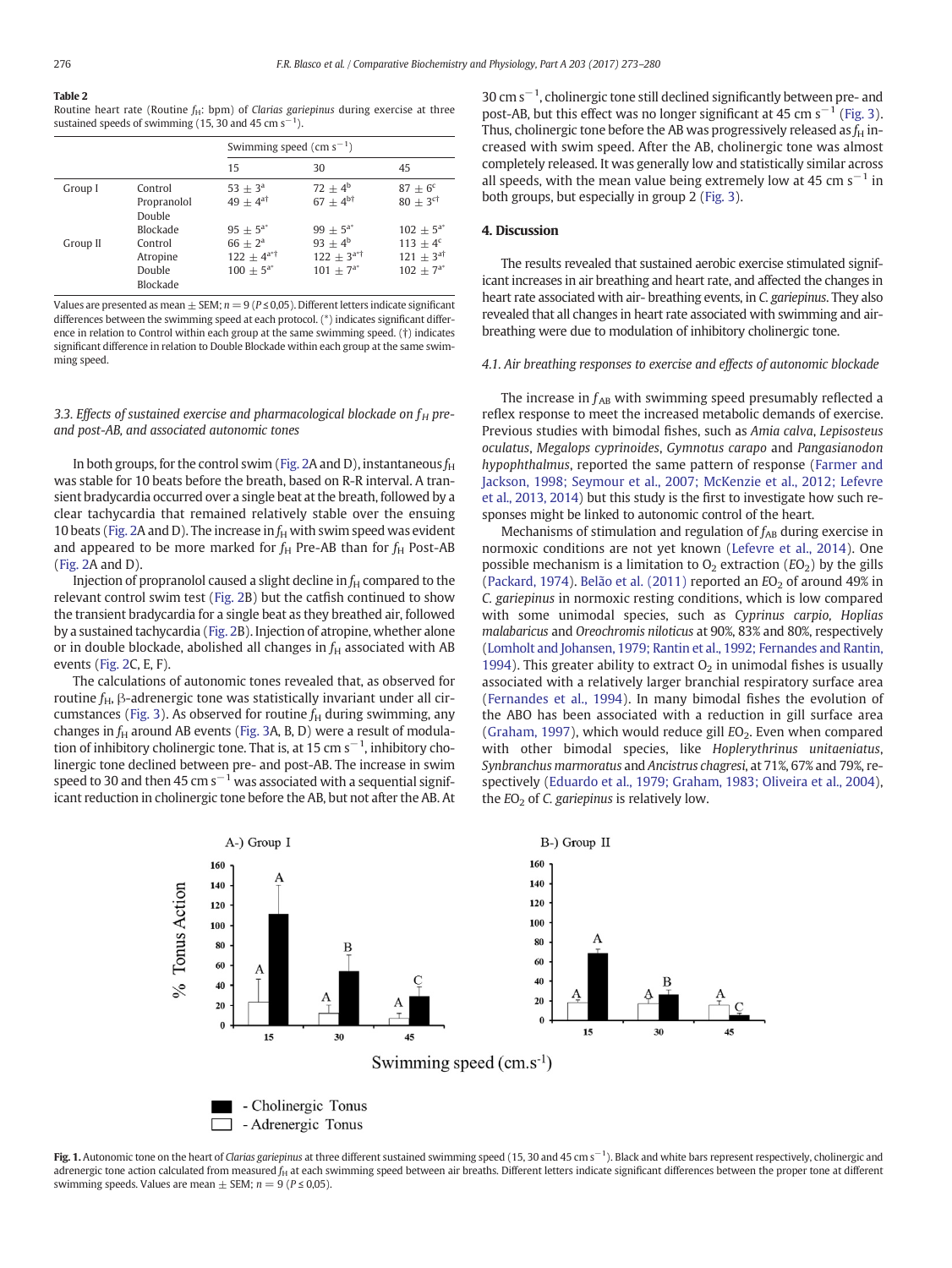**Table 2**
Routine heart rate (Routine $f_H$: bpm) of *Clarias gariepinus* during exercise at three sustained speeds of swimming (15, 30 and 45 cm s$^{-1}$).

| | | Swimming speed (cm s$^{-1}$) | | |
|---|---|---|---|---|
| | | 15 | 30 | 45 |
| Group I | Control | 53 ± 3$^{a}$ | 72 ± 4$^{b}$ | 87 ± 6$^{c}$ |
| | Propranolol | 49 ± 4$^{a\dagger}$ | 67 ± 4$^{b\dagger}$ | 80 ± 3$^{c\dagger}$ |
| | Double Blockade | 95 ± 5$^{a*}$ | 99 ± 5$^{a*}$ | 102 ± 5$^{a*}$ |
| Group II | Control | 66 ± 2$^{a}$ | 93 ± 4$^{b}$ | 113 ± 4$^{c}$ |
| | Atropine | 122 ± 4$^{a*\dagger}$ | 122 ± 3$^{a*\dagger}$ | 121 ± 3$^{a\dagger}$ |
| | Double Blockade | 100 ± 5$^{a*}$ | 101 ± 7$^{a*}$ | 102 ± 7$^{a*}$ |

Values are presented as mean ± SEM; $n = 9$ ($P \leq 0{,}05$). Different letters indicate significant differences between the swimming speed at each protocol. (*) indicates significant difference in relation to Control within each group at the same swimming speed. (†) indicates significant difference in relation to Double Blockade within each group at the same swimming speed.

### 3.3. Effects of sustained exercise and pharmacological blockade on $f_H$ pre- and post-AB, and associated autonomic tones

In both groups, for the control swim (Fig. 2A and D), instantaneous $f_H$ was stable for 10 beats before the breath, based on R-R interval. A transient bradycardia occurred over a single beat at the breath, followed by a clear tachycardia that remained relatively stable over the ensuing 10 beats (Fig. 2A and D). The increase in $f_H$ with swim speed was evident and appeared to be more marked for $f_H$ Pre-AB than for $f_H$ Post-AB (Fig. 2A and D).

Injection of propranolol caused a slight decline in $f_H$ compared to the relevant control swim test (Fig. 2B) but the catfish continued to show the transient bradycardia for a single beat as they breathed air, followed by a sustained tachycardia (Fig. 2B). Injection of atropine, whether alone or in double blockade, abolished all changes in $f_H$ associated with AB events (Fig. 2C, E, F).

The calculations of autonomic tones revealed that, as observed for routine $f_H$, β-adrenergic tone was statistically invariant under all circumstances (Fig. 3). As observed for routine $f_H$ during swimming, any changes in $f_H$ around AB events (Fig. 3A, B, D) were a result of modulation of inhibitory cholinergic tone. That is, at 15 cm s$^{-1}$, inhibitory cholinergic tone declined between pre- and post-AB. The increase in swim speed to 30 and then 45 cm s$^{-1}$ was associated with a sequential significant reduction in cholinergic tone before the AB, but not after the AB. At 30 cm s$^{-1}$, cholinergic tone still declined significantly between pre- and post-AB, but this effect was no longer significant at 45 cm s$^{-1}$ (Fig. 3). Thus, cholinergic tone before the AB was progressively released as $f_H$ increased with swim speed. After the AB, cholinergic tone was almost completely released. It was generally low and statistically similar across all speeds, with the mean value being extremely low at 45 cm s$^{-1}$ in both groups, but especially in group 2 (Fig. 3).

## 4. Discussion

The results revealed that sustained aerobic exercise stimulated significant increases in air breathing and heart rate, and affected the changes in heart rate associated with air- breathing events, in *C. gariepinus*. They also revealed that all changes in heart rate associated with swimming and air-breathing were due to modulation of inhibitory cholinergic tone.

### 4.1. Air breathing responses to exercise and effects of autonomic blockade

The increase in $f_{AB}$ with swimming speed presumably reflected a reflex response to meet the increased metabolic demands of exercise. Previous studies with bimodal fishes, such as *Amia calva*, *Lepisosteus oculatus*, *Megalops cyprinoides*, *Gymnotus carapo* and *Pangasianodon hypophthalmus*, reported the same pattern of response (Farmer and Jackson, 1998; Seymour et al., 2007; McKenzie et al., 2012; Lefevre et al., 2013, 2014) but this study is the first to investigate how such responses might be linked to autonomic control of the heart.

Mechanisms of stimulation and regulation of $f_{AB}$ during exercise in normoxic conditions are not yet known (Lefevre et al., 2014). One possible mechanism is a limitation to $O_2$ extraction ($EO_2$) by the gills (Packard, 1974). Belão et al. (2011) reported an $EO_2$ of around 49% in *C. gariepinus* in normoxic resting conditions, which is low compared with some unimodal species, such as *Cyprinus carpio*, *Hoplias malabaricus* and *Oreochromis niloticus* at 90%, 83% and 80%, respectively (Lomholt and Johansen, 1979; Rantin et al., 1992; Fernandes and Rantin, 1994). This greater ability to extract $O_2$ in unimodal fishes is usually associated with a relatively larger branchial respiratory surface area (Fernandes et al., 1994). In many bimodal fishes the evolution of the ABO has been associated with a reduction in gill surface area (Graham, 1997), which would reduce gill $EO_2$. Even when compared with other bimodal species, like *Hoplerythrinus unitaeniatus*, *Synbranchus marmoratus* and *Ancistrus chagresi*, at 71%, 67% and 79%, respectively (Eduardo et al., 1979; Graham, 1983; Oliveira et al., 2004), the $EO_2$ of *C. gariepinus* is relatively low.

A-) Group I

B-) Group II

% Tonus Action

160
140
120
100
80
60
40
20
0

15
30
45

A
A
B
A
C
A

A
A
B
A
A
C

Swimming speed (cm.s$^{-1}$)

- Cholinergic Tonus
- Adrenergic Tonus

**Fig. 1.** Autonomic tone on the heart of *Clarias gariepinus* at three different sustained swimming speed (15, 30 and 45 cm s$^{-1}$). Black and white bars represent respectively, cholinergic and adrenergic tone action calculated from measured $f_H$ at each swimming speed between air breaths. Different letters indicate significant differences between the proper tone at different swimming speeds. Values are mean ± SEM; $n = 9$ ($P \leq 0{,}05$).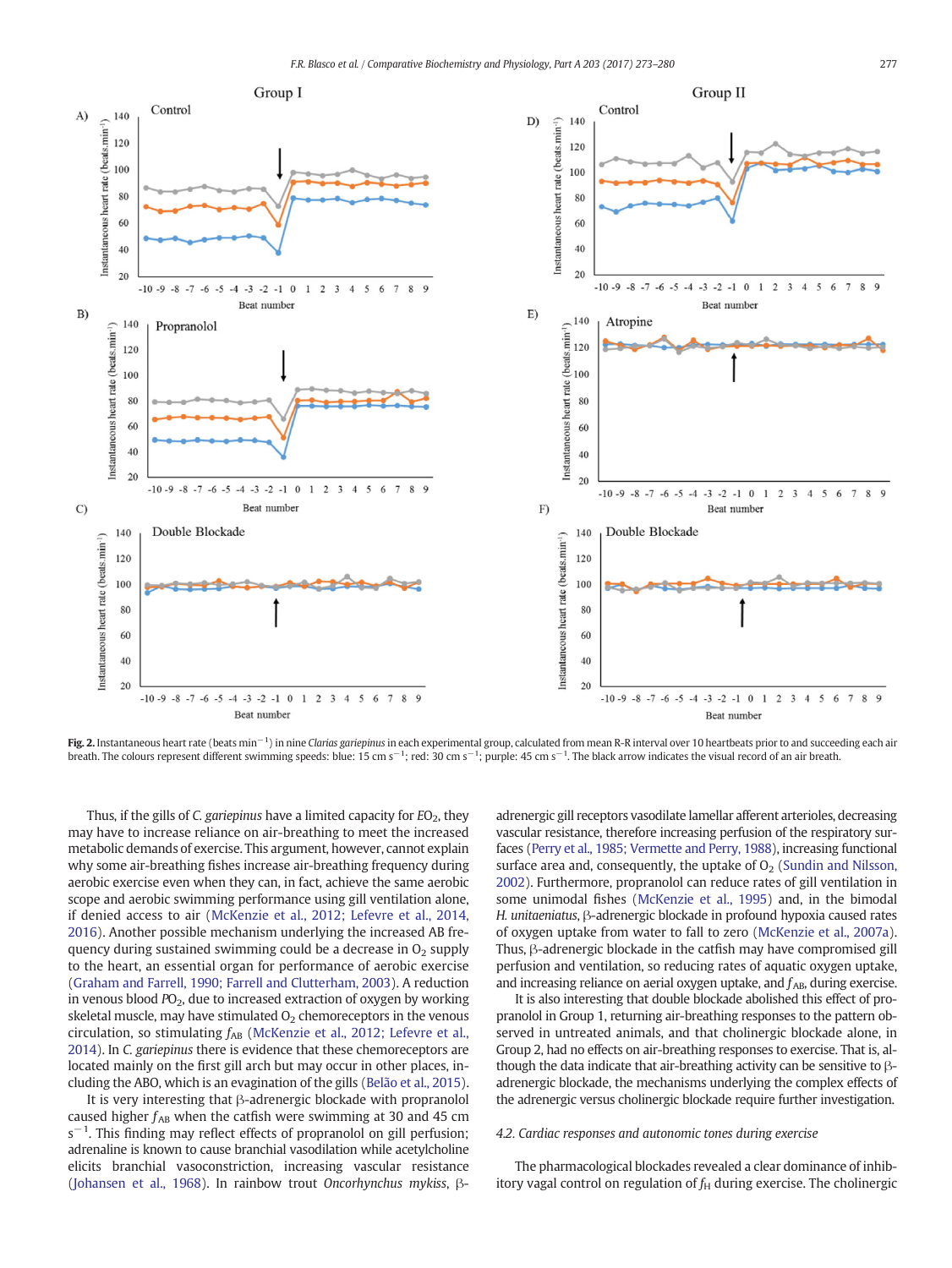**Fig. 2.** Instantaneous heart rate (beats $min^{-1}$) in nine *Clarias gariepinus* in each experimental group, calculated from mean R-R interval over 10 heartbeats prior to and succeeding each air breath. The colours represent different swimming speeds: blue: 15 cm $s^{-1}$; red: 30 cm $s^{-1}$; purple: 45 cm $s^{-1}$. The black arrow indicates the visual record of an air breath.

Thus, if the gills of *C. gariepinus* have a limited capacity for $EO_2$, they may have to increase reliance on air-breathing to meet the increased metabolic demands of exercise. This argument, however, cannot explain why some air-breathing fishes increase air-breathing frequency during aerobic exercise even when they can, in fact, achieve the same aerobic scope and aerobic swimming performance using gill ventilation alone, if denied access to air (McKenzie et al., 2012; Lefevre et al., 2014, 2016). Another possible mechanism underlying the increased AB frequency during sustained swimming could be a decrease in $O_2$ supply to the heart, an essential organ for performance of aerobic exercise (Graham and Farrell, 1990; Farrell and Clutterham, 2003). A reduction in venous blood $PO_2$, due to increased extraction of oxygen by working skeletal muscle, may have stimulated $O_2$ chemoreceptors in the venous circulation, so stimulating $f_{AB}$ (McKenzie et al., 2012; Lefevre et al., 2014). In *C. gariepinus* there is evidence that these chemoreceptors are located mainly on the first gill arch but may occur in other places, including the ABO, which is an evagination of the gills (Belão et al., 2015).

It is very interesting that β-adrenergic blockade with propranolol caused higher $f_{AB}$ when the catfish were swimming at 30 and 45 cm $s^{-1}$. This finding may reflect effects of propranolol on gill perfusion; adrenaline is known to cause branchial vasodilation while acetylcholine elicits branchial vasoconstriction, increasing vascular resistance (Johansen et al., 1968). In rainbow trout *Oncorhynchus mykiss*, β-adrenergic gill receptors vasodilate lamellar afferent arterioles, decreasing vascular resistance, therefore increasing perfusion of the respiratory surfaces (Perry et al., 1985; Vermette and Perry, 1988), increasing functional surface area and, consequently, the uptake of $O_2$ (Sundin and Nilsson, 2002). Furthermore, propranolol can reduce rates of gill ventilation in some unimodal fishes (McKenzie et al., 1995) and, in the bimodal *H. unitaeniatus*, β-adrenergic blockade in profound hypoxia caused rates of oxygen uptake from water to fall to zero (McKenzie et al., 2007a). Thus, β-adrenergic blockade in the catfish may have compromised gill perfusion and ventilation, so reducing rates of aquatic oxygen uptake, and increasing reliance on aerial oxygen uptake, and $f_{AB}$, during exercise.

It is also interesting that double blockade abolished this effect of propranolol in Group 1, returning air-breathing responses to the pattern observed in untreated animals, and that cholinergic blockade alone, in Group 2, had no effects on air-breathing responses to exercise. That is, although the data indicate that air-breathing activity can be sensitive to β-adrenergic blockade, the mechanisms underlying the complex effects of the adrenergic versus cholinergic blockade require further investigation.

### 4.2. Cardiac responses and autonomic tones during exercise

The pharmacological blockades revealed a clear dominance of inhibitory vagal control on regulation of $f_H$ during exercise. The cholinergic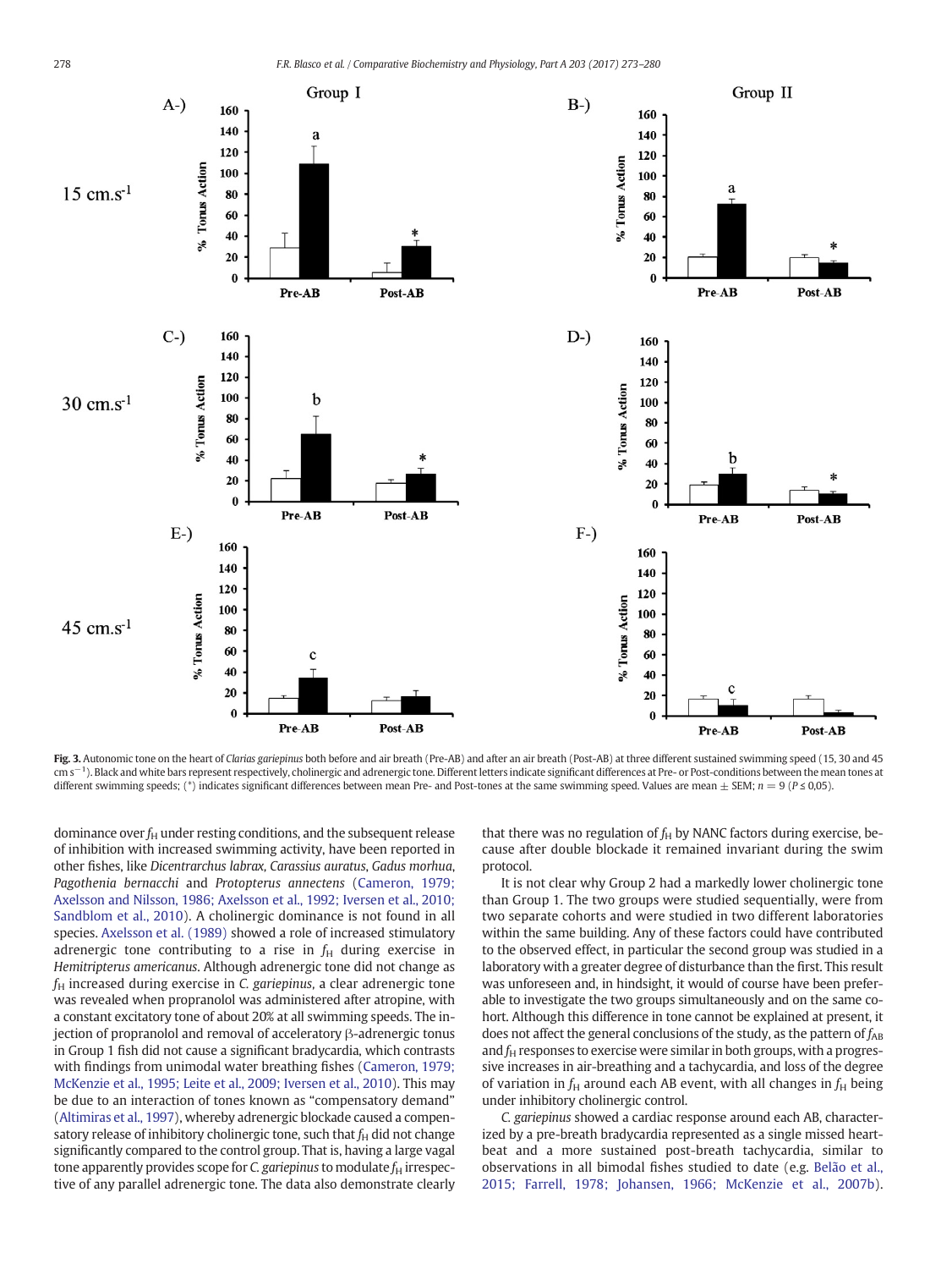Group I

Group II

A-)

B-)

15 cm.s$^{-1}$

% Torus Action

160
140
120
100
80
60
40
20
0

a

\*

Pre-AB

Post-AB

C-)

D-)

30 cm.s$^{-1}$

b

\*

E-)

F-)

45 cm.s$^{-1}$

c

**Fig. 3.** Autonomic tone on the heart of *Clarias gariepinus* both before and air breath (Pre-AB) and after an air breath (Post-AB) at three different sustained swimming speed (15, 30 and 45 cm s$^{-1}$). Black and white bars represent respectively, cholinergic and adrenergic tone. Different letters indicate significant differences at Pre- or Post-conditions between the mean tones at different swimming speeds; (*) indicates significant differences between mean Pre- and Post-tones at the same swimming speed. Values are mean ± SEM; $n = 9$ ($P \le 0{,}05$).

dominance over $f_H$ under resting conditions, and the subsequent release of inhibition with increased swimming activity, have been reported in other fishes, like *Dicentrarchus labrax*, *Carassius auratus*, *Gadus morhua*, *Pagothenia bernacchi* and *Protopterus annectens* (Cameron, 1979; Axelsson and Nilsson, 1986; Axelsson et al., 1992; Iversen et al., 2010; Sandblom et al., 2010). A cholinergic dominance is not found in all species. Axelsson et al. (1989) showed a role of increased stimulatory adrenergic tone contributing to a rise in $f_H$ during exercise in *Hemitripterus americanus*. Although adrenergic tone did not change as $f_H$ increased during exercise in *C. gariepinus*, a clear adrenergic tone was revealed when propranolol was administered after atropine, with a constant excitatory tone of about 20% at all swimming speeds. The injection of propranolol and removal of accelerotory β-adrenergic tonus in Group 1 fish did not cause a significant bradycardia, which contrasts with findings from unimodal water breathing fishes (Cameron, 1979; McKenzie et al., 1995; Leite et al., 2009; Iversen et al., 2010). This may be due to an interaction of tones known as "compensatory demand" (Altimiras et al., 1997), whereby adrenergic blockade caused a compensatory release of inhibitory cholinergic tone, such that $f_H$ did not change significantly compared to the control group. That is, having a large vagal tone apparently provides scope for *C. gariepinus* to modulate $f_H$ irrespective of any parallel adrenergic tone. The data also demonstrate clearly that there was no regulation of $f_H$ by NANC factors during exercise, because after double blockade it remained invariant during the swim protocol.

It is not clear why Group 2 had a markedly lower cholinergic tone than Group 1. The two groups were studied sequentially, were from two separate cohorts and were studied in two different laboratories within the same building. Any of these factors could have contributed to the observed effect, in particular the second group was studied in a laboratory with a greater degree of disturbance than the first. This result was unforeseen and, in hindsight, it would of course have been preferable to investigate the two groups simultaneously and on the same cohort. Although this difference in tone cannot be explained at present, it does not affect the general conclusions of the study, as the pattern of $f_{AB}$ and $f_H$ responses to exercise were similar in both groups, with a progressive increases in air-breathing and a tachycardia, and loss of the degree of variation in $f_H$ around each AB event, with all changes in $f_H$ being under inhibitory cholinergic control.

*C. gariepinus* showed a cardiac response around each AB, characterized by a pre-breath bradycardia represented as a single missed heartbeat and a more sustained post-breath tachycardia, similar to observations in all bimodal fishes studied to date (e.g. Belão et al., 2015; Farrell, 1978; Johansen, 1966; McKenzie et al., 2007b).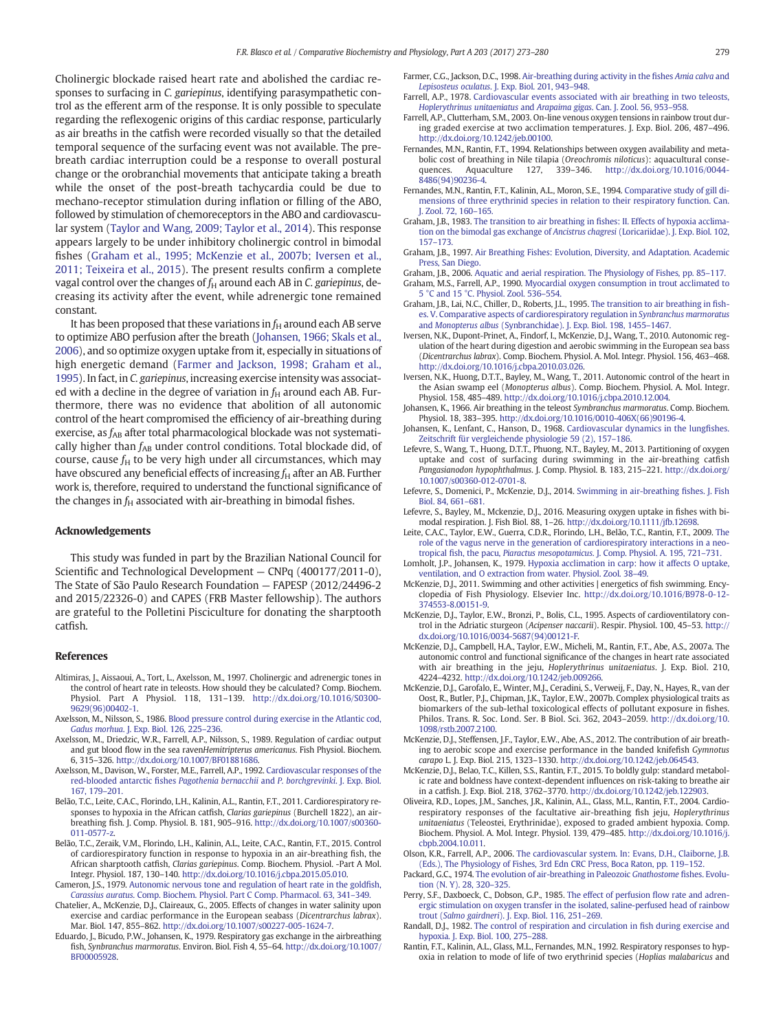Cholinergic blockade raised heart rate and abolished the cardiac responses to surfacing in *C. gariepinus*, identifying parasympathetic control as the efferent arm of the response. It is only possible to speculate regarding the reflexogenic origins of this cardiac response, particularly as air breaths in the catfish were recorded visually so that the detailed temporal sequence of the surfacing event was not available. The pre-breath cardiac interruption could be a response to overall postural change or the orobranchial movements that anticipate taking a breath while the onset of the post-breath tachycardia could be due to mechano-receptor stimulation during inflation or filling of the ABO, followed by stimulation of chemoreceptors in the ABO and cardiovascular system (Taylor and Wang, 2009; Taylor et al., 2014). This response appears largely to be under inhibitory cholinergic control in bimodal fishes (Graham et al., 1995; McKenzie et al., 2007b; Iversen et al., 2011; Teixeira et al., 2015). The present results confirm a complete vagal control over the changes of $f_H$ around each AB in *C. gariepinus*, decreasing its activity after the event, while adrenergic tone remained constant.

It has been proposed that these variations in $f_H$ around each AB serve to optimize ABO perfusion after the breath (Johansen, 1966; Skals et al., 2006), and so optimize oxygen uptake from it, especially in situations of high energetic demand (Farmer and Jackson, 1998; Graham et al., 1995). In fact, in *C. gariepinus*, increasing exercise intensity was associated with a decline in the degree of variation in $f_H$ around each AB. Furthermore, there was no evidence that abolition of all autonomic control of the heart compromised the efficiency of air-breathing during exercise, as $f_{AB}$ after total pharmacological blockade was not systematically higher than $f_{AB}$ under control conditions. Total blockade did, of course, cause $f_H$ to be very high under all circumstances, which may have obscured any beneficial effects of increasing $f_H$ after an AB. Further work is, therefore, required to understand the functional significance of the changes in $f_H$ associated with air-breathing in bimodal fishes.

## Acknowledgements

This study was funded in part by the Brazilian National Council for Scientific and Technological Development — CNPq (400177/2011-0), The State of São Paulo Research Foundation — FAPESP (2012/24496-2 and 2015/22326-0) and CAPES (FRB Master fellowship). The authors are grateful to the Polletini Pisciculture for donating the sharptooth catfish.

## References

Altimiras, J., Aissaoui, A., Tort, L., Axelsson, M., 1997. Cholinergic and adrenergic tones in the control of heart rate in teleosts. How should they be calculated? Comp. Biochem. Physiol. Part A Physiol. 118, 131–139. http://dx.doi.org/10.1016/S0300-9629(96)00402-1.

Axelsson, M., Nilsson, S., 1986. Blood pressure control during exercise in the Atlantic cod, *Gadus morhua*. J. Exp. Biol. 126, 225–236.

Axelsson, M., Driedzic, W.R., Farrell, A.P., Nilsson, S., 1989. Regulation of cardiac output and gut blood flow in the sea raven*Hemitripterus americanus*. Fish Physiol. Biochem. 6, 315–326. http://dx.doi.org/10.1007/BF01881686.

Axelsson, M., Davison, W., Forster, M.E., Farrell, A.P., 1992. Cardiovascular responses of the red-blooded antarctic fishes *Pagothenia bernacchii* and *P. borchgrevinki*. J. Exp. Biol. 167, 179–201.

Belão, T.C., Leite, C.A.C., Florindo, L.H., Kalinin, A.L., Rantin, F.T., 2011. Cardiorespiratory responses to hypoxia in the African catfish, *Clarias gariepinus* (Burchell 1822), an air-breathing fish. J. Comp. Physiol. B. 181, 905–916. http://dx.doi.org/10.1007/s00360-011-0577-z.

Belão, T.C., Zeraik, V.M., Florindo, L.H., Kalinin, A.L., Leite, C.A.C., Rantin, F.T., 2015. Control of cardiorespiratory function in response to hypoxia in an air-breathing fish, the African sharptooth catfish, *Clarias gariepinus*. Comp. Biochem. Physiol. -Part A Mol. Integr. Physiol. 187, 130–140. http://dx.doi.org/10.1016/j.cbpa.2015.05.010.

Cameron, J.S., 1979. Autonomic nervous tone and regulation of heart rate in the goldfish, *Carassius auratus*. Comp. Biochem. Physiol. Part C Comp. Pharmacol. 63, 341–349.

Chatelier, A., McKenzie, D.J., Claireaux, G., 2005. Effects of changes in water salinity upon exercise and cardiac performance in the European seabass (*Dicentrarchus labrax*). Mar. Biol. 147, 855–862. http://dx.doi.org/10.1007/s00227-005-1624-7.

Eduardo, J., Bicudo, P.W., Johansen, K., 1979. Respiratory gas exchange in the airbreathing fish, *Synbranchus marmoratus*. Environ. Biol. Fish 4, 55–64. http://dx.doi.org/10.1007/BF00005928.

Farmer, C.G., Jackson, D.C., 1998. Air-breathing during activity in the fishes *Amia calva* and *Lepisosteus oculatus*. J. Exp. Biol. 201, 943–948.

Farrell, A.P., 1978. Cardiovascular events associated with air breathing in two teleosts, *Hoplerythrinus unitaeniatus* and *Arapaima gigas*. Can. J. Zool. 56, 953–958.

Farrell, A.P., Clutterham, S.M., 2003. On-line venous oxygen tensions in rainbow trout during graded exercise at two acclimation temperatures. J. Exp. Biol. 206, 487–496. http://dx.doi.org/10.1242/jeb.00100.

Fernandes, M.N., Rantin, F.T., 1994. Relationships between oxygen availability and metabolic cost of breathing in Nile tilapia (*Oreochromis niloticus*): aquacultural consequences. Aquaculture 127, 339–346. http://dx.doi.org/10.1016/0044-8486(94)90236-4.

Fernandes, M.N., Rantin, F.T., Kalinin, A.L., Moron, S.E., 1994. Comparative study of gill dimensions of three erythrinid species in relation to their respiratory function. Can. J. Zool. 72, 160–165.

Graham, J.B., 1983. The transition to air breathing in fishes: II. Effects of hypoxia acclimation on the bimodal gas exchange of *Ancistrus chagresi* (Loricariidae). J. Exp. Biol. 102, 157–173.

Graham, J.B., 1997. Air Breathing Fishes: Evolution, Diversity, and Adaptation. Academic Press, San Diego.

Graham, J.B., 2006. Aquatic and aerial respiration. The Physiology of Fishes, pp. 85–117.

Graham, M.S., Farrell, A.P., 1990. Myocardial oxygen consumption in trout acclimated to 5 °C and 15 °C. Physiol. Zool. 536–554.

Graham, J.B., Lai, N.C., Chiller, D., Roberts, J.L., 1995. The transition to air breathing in fishes. V. Comparative aspects of cardiorespiratory regulation in *Synbranchus marmoratus* and *Monopterus albus* (Synbranchidae). J. Exp. Biol. 198, 1455–1467.

Iversen, N.K., Dupont-Prinet, A., Findorf, I., McKenzie, D.J., Wang, T., 2010. Autonomic regulation of the heart during digestion and aerobic swimming in the European sea bass (*Dicentrarchus labrax*). Comp. Biochem. Physiol. A. Mol. Integr. Physiol. 156, 463–468. http://dx.doi.org/10.1016/j.cbpa.2010.03.026.

Iversen, N.K., Huong, D.T.T., Bayley, M., Wang, T., 2011. Autonomic control of the heart in the Asian swamp eel (*Monopterus albus*). Comp. Biochem. Physiol. A. Mol. Integr. Physiol. 158, 485–489. http://dx.doi.org/10.1016/j.cbpa.2010.12.004.

Johansen, K., 1966. Air breathing in the teleost *Symbranchus marmoratus*. Comp. Biochem. Physiol. 18, 383–395. http://dx.doi.org/10.1016/0010-406X(66)90196-4.

Johansen, K., Lenfant, C., Hanson, D., 1968. Cardiovascular dynamics in the lungfishes. Zeitschrift für vergleichende physiologie 59 (2), 157–186.

Lefevre, S., Wang, T., Huong, D.T.T., Phuong, N.T., Bayley, M., 2013. Partitioning of oxygen uptake and cost of surfacing during swimming in the air-breathing catfish *Pangasianodon hypophthalmus*. J. Comp. Physiol. B. 183, 215–221. http://dx.doi.org/10.1007/s00360-012-0701-8.

Lefevre, S., Domenici, P., McKenzie, D.J., 2014. Swimming in air-breathing fishes. J. Fish Biol. 84, 661–681.

Lefevre, S., Bayley, M., Mckenzie, D.J., 2016. Measuring oxygen uptake in fishes with bimodal respiration. J. Fish Biol. 88, 1–26. http://dx.doi.org/10.1111/jfb.12698.

Leite, C.A.C., Taylor, E.W., Guerra, C.D.R., Florindo, L.H., Belão, T.C., Rantin, F.T., 2009. The role of the vagus nerve in the generation of cardiorespiratory interactions in a neotropical fish, the pacu, *Piaractus mesopotamicus*. J. Comp. Physiol. A. 195, 721–731.

Lomholt, J.P., Johansen, K., 1979. Hypoxia acclimation in carp: how it affects O uptake, ventilation, and O extraction from water. Physiol. Zool. 38–49.

McKenzie, D.J., 2011. Swimming and other activities | energetics of fish swimming. Encyclopedia of Fish Physiology. Elsevier Inc. http://dx.doi.org/10.1016/B978-0-12-374553-8.00151-9.

McKenzie, D.J., Taylor, E.W., Bronzi, P., Bolis, C.L., 1995. Aspects of cardioventilatory control in the Adriatic sturgeon (*Acipenser naccarii*). Respir. Physiol. 100, 45–53. http://dx.doi.org/10.1016/0034-5687(94)00121-F.

McKenzie, D.J., Campbell, H.A., Taylor, E.W., Micheli, M., Rantin, F.T., Abe, A.S., 2007a. The autonomic control and functional significance of the changes in heart rate associated with air breathing in the jeju, *Hoplerythrinus unitaeniatus*. J. Exp. Biol. 210, 4224–4232. http://dx.doi.org/10.1242/jeb.009266.

McKenzie, D.J., Garofalo, E., Winter, M.J., Ceradini, S., Verweij, F., Day, N., Hayes, R., van der Oost, R., Butler, P.J., Chipman, J.K., Taylor, E.W., 2007b. Complex physiological traits as biomarkers of the sub-lethal toxicological effects of pollutant exposure in fishes. Philos. Trans. R. Soc. Lond. Ser. B Biol. Sci. 362, 2043–2059. http://dx.doi.org/10.1098/rstb.2007.2100.

McKenzie, D.J., Steffensen, J.F., Taylor, E.W., Abe, A.S., 2012. The contribution of air breathing to aerobic scope and exercise performance in the banded knifefish *Gymnotus carapo* L. J. Exp. Biol. 215, 1323–1330. http://dx.doi.org/10.1242/jeb.064543.

McKenzie, D.J., Belao, T.C., Killen, S.S., Rantin, F.T., 2015. To boldly gulp: standard metabolic rate and boldness have context-dependent influences on risk-taking to breathe air in a catfish. J. Exp. Biol. 218, 3762–3770. http://dx.doi.org/10.1242/jeb.122903.

Oliveira, R.D., Lopes, J.M., Sanches, J.R., Kalinin, A.L., Glass, M.L., Rantin, F.T., 2004. Cardiorespiratory responses of the facultative air-breathing fish jeju, *Hoplerythrinus unitaeniatus* (Teleostei, Erythrinidae), exposed to graded ambient hypoxia. Comp. Biochem. Physiol. A. Mol. Integr. Physiol. 139, 479–485. http://dx.doi.org/10.1016/j.cbpb.2004.10.011.

Olson, K.R., Farrell, A.P., 2006. The cardiovascular system. In: Evans, D.H., Claiborne, J.B. (Eds.), The Physiology of Fishes, 3rd Edn CRC Press, Boca Raton, pp. 119–152.

Packard, G.C., 1974. The evolution of air-breathing in Paleozoic *Gnathostome* fishes. Evolution (N. Y). 28, 320–325.

Perry, S.F., Daxboeck, C., Dobson, G.P., 1985. The effect of perfusion flow rate and adrenergic stimulation on oxygen transfer in the isolated, saline-perfused head of rainbow trout (*Salmo gairdneri*). J. Exp. Biol. 116, 251–269.

Randall, D.J., 1982. The control of respiration and circulation in fish during exercise and hypoxia. J. Exp. Biol. 100, 275–288.

Rantin, F.T., Kalinin, A.L., Glass, M.L., Fernandes, M.N., 1992. Respiratory responses to hypoxia in relation to mode of life of two erythrinid species (*Hoplias malabaricus* and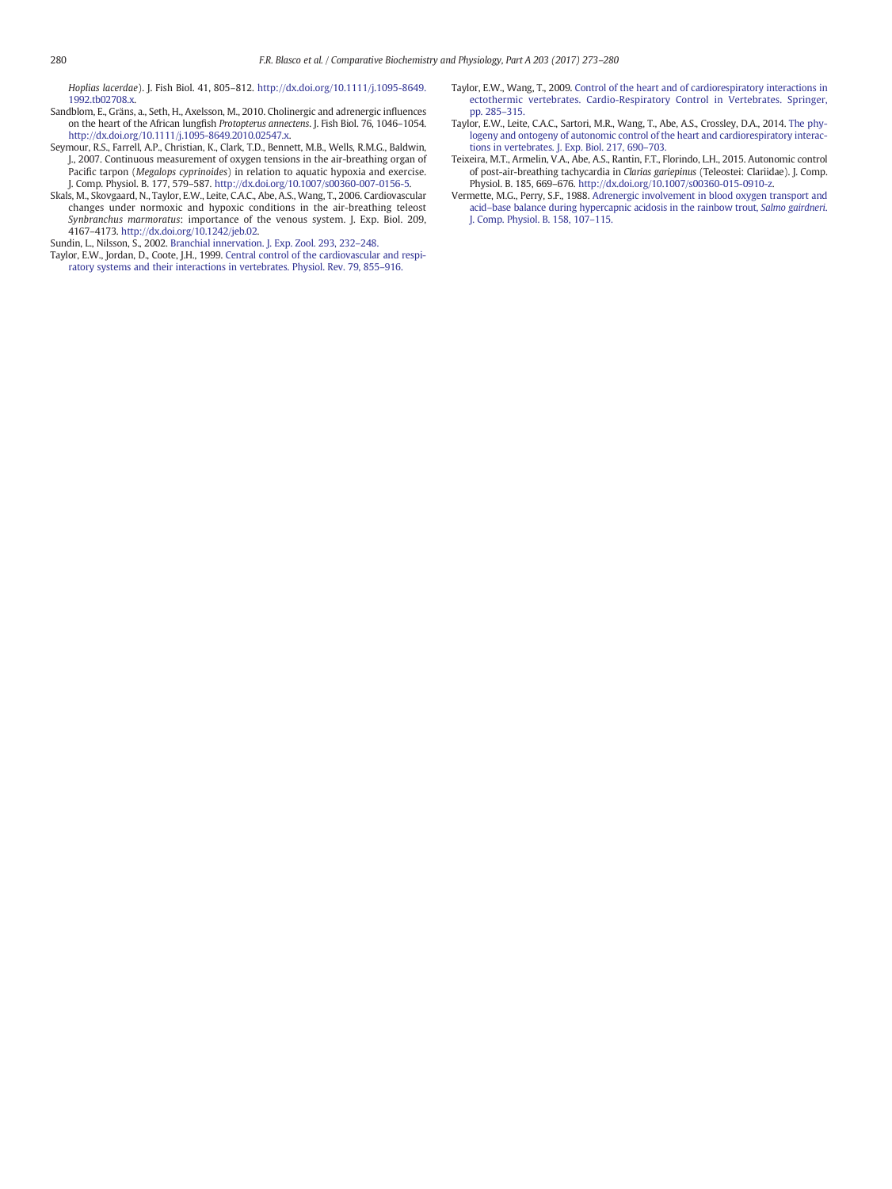*Hoplias lacerdae*). J. Fish Biol. 41, 805–812. http://dx.doi.org/10.1111/j.1095-8649.1992.tb02708.x.

Sandblom, E., Gräns, a., Seth, H., Axelsson, M., 2010. Cholinergic and adrenergic influences on the heart of the African lungfish *Protopterus annectens*. J. Fish Biol. 76, 1046–1054. http://dx.doi.org/10.1111/j.1095-8649.2010.02547.x.

Seymour, R.S., Farrell, A.P., Christian, K., Clark, T.D., Bennett, M.B., Wells, R.M.G., Baldwin, J., 2007. Continuous measurement of oxygen tensions in the air-breathing organ of Pacific tarpon (*Megalops cyprinoides*) in relation to aquatic hypoxia and exercise. J. Comp. Physiol. B. 177, 579–587. http://dx.doi.org/10.1007/s00360-007-0156-5.

Skals, M., Skovgaard, N., Taylor, E.W., Leite, C.A.C., Abe, A.S., Wang, T., 2006. Cardiovascular changes under normoxic and hypoxic conditions in the air-breathing teleost *Synbranchus marmoratus*: importance of the venous system. J. Exp. Biol. 209, 4167–4173. http://dx.doi.org/10.1242/jeb.02.

Sundin, L., Nilsson, S., 2002. Branchial innervation. J. Exp. Zool. 293, 232–248.

Taylor, E.W., Jordan, D., Coote, J.H., 1999. Central control of the cardiovascular and respiratory systems and their interactions in vertebrates. Physiol. Rev. 79, 855–916.

Taylor, E.W., Wang, T., 2009. Control of the heart and of cardiorespiratory interactions in ectothermic vertebrates. Cardio-Respiratory Control in Vertebrates. Springer, pp. 285–315.

Taylor, E.W., Leite, C.A.C., Sartori, M.R., Wang, T., Abe, A.S., Crossley, D.A., 2014. The phylogeny and ontogeny of autonomic control of the heart and cardiorespiratory interactions in vertebrates. J. Exp. Biol. 217, 690–703.

Teixeira, M.T., Armelin, V.A., Abe, A.S., Rantin, F.T., Florindo, L.H., 2015. Autonomic control of post-air-breathing tachycardia in *Clarias gariepinus* (Teleostei: Clariidae). J. Comp. Physiol. B. 185, 669–676. http://dx.doi.org/10.1007/s00360-015-0910-z.

Vermette, M.G., Perry, S.F., 1988. Adrenergic involvement in blood oxygen transport and acid–base balance during hypercapnic acidosis in the rainbow trout, *Salmo gairdneri*. J. Comp. Physiol. B. 158, 107–115.